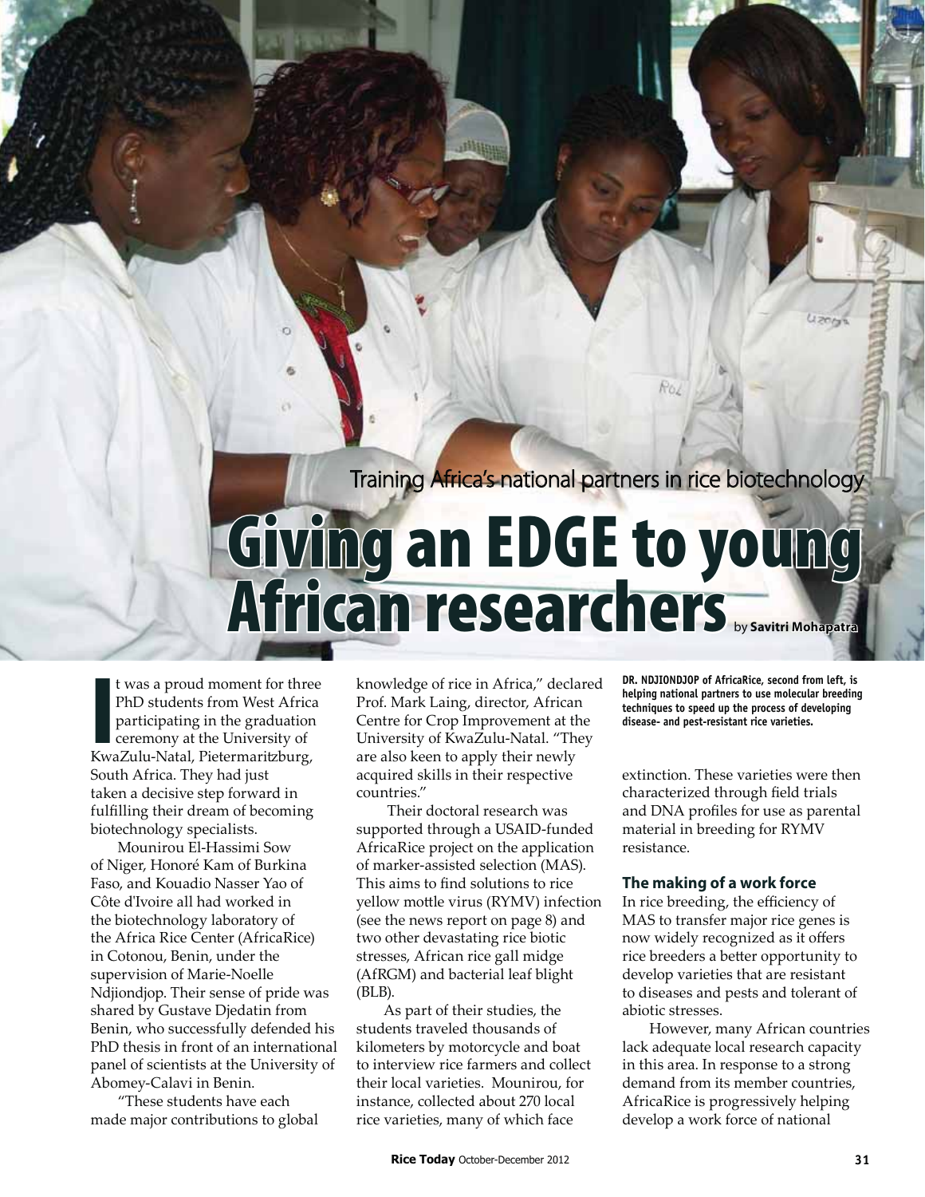Training Africa's national partners in rice biotechnology

# Giving an EDGE to young African researchers

by **Savitri Mohapatra**

**DR. NDJIONDJOP of AfricaRice, second from left, is helping national partners to use molecular breeding techniques to speed up the process of developing disease- and pest-resistant rice varieties.**

It was a proud moment for three PhD students from West Africa participating in the graduation ceremony at the University of KwaZulu-Natal, Pietermaritzburg, South Africa. They had just taken a decisive step forward in fulfilling their dream of becoming biotechnology specialists.

Mounirou El-Hassimi Sow of Niger, Honoré Kam of Burkina Faso, and Kouadio Nasser Yao of Côte d'Ivoire all had worked in the biotechnology laboratory of the Africa Rice Center (AfricaRice) in Cotonou, Benin, under the supervision of Marie-Noelle Ndjiondjop. Their sense of pride was shared by Gustave Djedatin from Benin, who successfully defended his PhD thesis in front of an international panel of scientists at the University of Abomey-Calavi in Benin.

"These students have each made major contributions to global knowledge of rice in Africa," declared Prof. Mark Laing, director, African Centre for Crop Improvement at the University of KwaZulu-Natal. "They are also keen to apply their newly acquired skills in their respective countries."

Their doctoral research was supported through a USAID-funded AfricaRice project on the application of marker-assisted selection (MAS). This aims to find solutions to rice yellow mottle virus (RYMV) infection (see the news report on page 8) and two other devastating rice biotic stresses, African rice gall midge (AfRGM) and bacterial leaf blight (BLB).

As part of their studies, the students traveled thousands of kilometers by motorcycle and boat to interview rice farmers and collect their local varieties. Mounirou, for instance, collected about 270 local rice varieties, many of which face extinction. These varieties were then characterized through field trials and DNA profiles for use as parental material in breeding for RYMV resistance.

### The making of a work force

In rice breeding, the efficiency of MAS to transfer major rice genes is now widely recognized as it offers rice breeders a better opportunity to develop varieties that are resistant to diseases and pests and tolerant of abiotic stresses.

However, many African countries lack adequate local research capacity in this area. In response to a strong demand from its member countries, AfricaRice is progressively helping develop a work force of national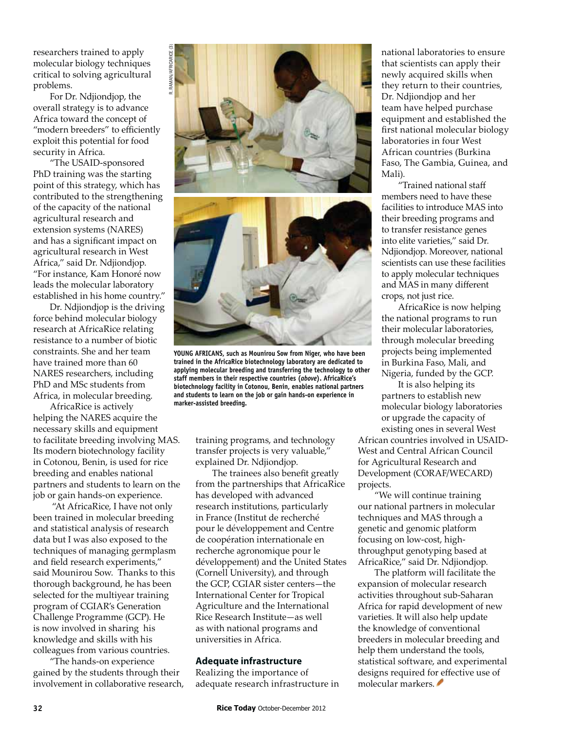researchers trained to apply molecular biology techniques critical to solving agricultural problems.

For Dr. Ndjiondjop, the overall strategy is to advance Africa toward the concept of "modern breeders" to efficiently exploit this potential for food security in Africa.

"The USAID-sponsored PhD training was the starting point of this strategy, which has contributed to the strengthening of the capacity of the national agricultural research and extension systems (NARES) and has a significant impact on agricultural research in West Africa," said Dr. Ndjiondjop. "For instance, Kam Honoré now leads the molecular laboratory established in his home country."

Dr. Ndjiondjop is the driving force behind molecular biology research at AfricaRice relating resistance to a number of biotic constraints. She and her team have trained more than 60 NARES researchers, including PhD and MSc students from Africa, in molecular breeding.

AfricaRice is actively helping the NARES acquire the necessary skills and equipment to facilitate breeding involving MAS. Its modern biotechnology facility in Cotonou, Benin, is used for rice breeding and enables national partners and students to learn on the job or gain hands-on experience.

"At AfricaRice, I have not only been trained in molecular breeding and statistical analysis of research data but I was also exposed to the techniques of managing germplasm and field research experiments," said Mounirou Sow. Thanks to this thorough background, he has been selected for the multiyear training program of CGIAR's Generation Challenge Programme (GCP). He is now involved in sharing his knowledge and skills with his colleagues from various countries.

"The hands-on experience gained by the students through their involvement in collaborative research, training programs, and technology transfer projects is very valuable," explained Dr. Ndjiondjop.

The trainees also benefit greatly from the partnerships that AfricaRice has developed with advanced research institutions, particularly in France (Institut de recherché pour le développement and Centre de coopération internationale en recherche agronomique pour le développement) and the United States (Cornell University), and through the GCP, CGIAR sister centers—the International Center for Tropical Agriculture and the International Rice Research Institute—as well as with national programs and universities in Africa.

R. RAMAN/AFRICARICE (3)

**YOUNG AFRICANS, such as Mounirou Sow from Niger, who have been trained in the AfricaRice biotechnology laboratory are dedicated to applying molecular breeding and transferring the technology to other staff members in their respective countries (*above*). AfricaRice's biotechnology facility in Cotonou, Benin, enables national partners and students to learn on the job or gain hands-on experience in marker-assisted breeding.**

## Adequate infrastructure

Realizing the importance of adequate research infrastructure in national laboratories to ensure that scientists can apply their newly acquired skills when they return to their countries, Dr. Ndjiondjop and her team have helped purchase equipment and established the first national molecular biology laboratories in four West African countries (Burkina Faso, The Gambia, Guinea, and Mali).

"Trained national staff members need to have these facilities to introduce MAS into their breeding programs and to transfer resistance genes into elite varieties," said Dr. Ndjiondjop. Moreover, national scientists can use these facilities to apply molecular techniques and MAS in many different crops, not just rice.

AfricaRice is now helping the national programs to run their molecular laboratories, through molecular breeding projects being implemented in Burkina Faso, Mali, and Nigeria, funded by the GCP.

It is also helping its partners to establish new molecular biology laboratories or upgrade the capacity of existing ones in several West African countries involved in USAID-West and Central African Council for Agricultural Research and Development (CORAF/WECARD) projects.

"We will continue training our national partners in molecular techniques and MAS through a genetic and genomic platform focusing on low-cost, high-throughput genotyping based at AfricaRice," said Dr. Ndjiondjop.

The platform will facilitate the expansion of molecular research activities throughout sub-Saharan Africa for rapid development of new varieties. It will also help update the knowledge of conventional breeders in molecular breeding and help them understand the tools, statistical software, and experimental designs required for effective use of molecular markers.